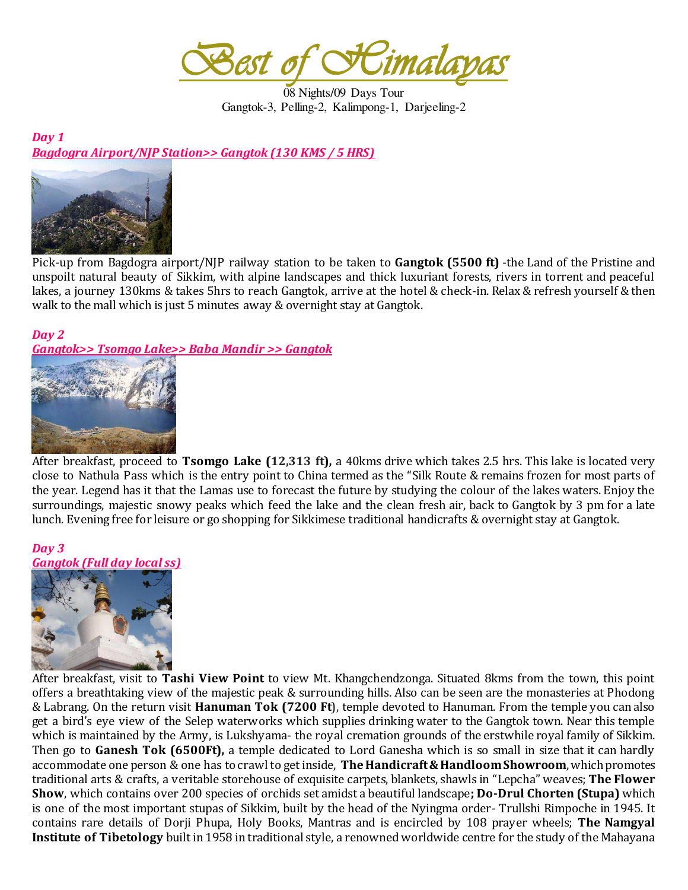# *Best of Himalayas*

08 Nights/09 Days Tour
Gangtok-3, Pelling-2, Kalimpong-1, Darjeeling-2

***Day 1***
***Bagdogra Airport/NJP Station>> Gangtok (130 KMS / 5 HRS)***

Pick-up from Bagdogra airport/NJP railway station to be taken to **Gangtok (5500 ft)** -the Land of the Pristine and unspoilt natural beauty of Sikkim, with alpine landscapes and thick luxuriant forests, rivers in torrent and peaceful lakes, a journey 130kms & takes 5hrs to reach Gangtok, arrive at the hotel & check-in. Relax & refresh yourself & then walk to the mall which is just 5 minutes away & overnight stay at Gangtok.

***Day 2***
***Gangtok>> Tsomgo Lake>> Baba Mandir >> Gangtok***

After breakfast, proceed to **Tsomgo Lake (12,313 ft),** a 40kms drive which takes 2.5 hrs. This lake is located very close to Nathula Pass which is the entry point to China termed as the "Silk Route & remains frozen for most parts of the year. Legend has it that the Lamas use to forecast the future by studying the colour of the lakes waters. Enjoy the surroundings, majestic snowy peaks which feed the lake and the clean fresh air, back to Gangtok by 3 pm for a late lunch. Evening free for leisure or go shopping for Sikkimese traditional handicrafts & overnight stay at Gangtok.

***Day 3***
***Gangtok (Full day local ss)***

After breakfast, visit to **Tashi View Point** to view Mt. Khangchendzonga. Situated 8kms from the town, this point offers a breathtaking view of the majestic peak & surrounding hills. Also can be seen are the monasteries at Phodong & Labrang. On the return visit **Hanuman Tok (7200 Ft**), temple devoted to Hanuman. From the temple you can also get a bird's eye view of the Selep waterworks which supplies drinking water to the Gangtok town. Near this temple which is maintained by the Army, is Lukshyama- the royal cremation grounds of the erstwhile royal family of Sikkim. Then go to **Ganesh Tok (6500Ft),** a temple dedicated to Lord Ganesha which is so small in size that it can hardly accommodate one person & one has to crawl to get inside, **The Handicraft & Handloom Showroom**, which promotes traditional arts & crafts, a veritable storehouse of exquisite carpets, blankets, shawls in "Lepcha" weaves; **The Flower Show**, which contains over 200 species of orchids set amidst a beautiful landscape**; Do-Drul Chorten (Stupa)** which is one of the most important stupas of Sikkim, built by the head of the Nyingma order- Trullshi Rimpoche in 1945. It contains rare details of Dorji Phupa, Holy Books, Mantras and is encircled by 108 prayer wheels; **The Namgyal Institute of Tibetology** built in 1958 in traditional style, a renowned worldwide centre for the study of the Mahayana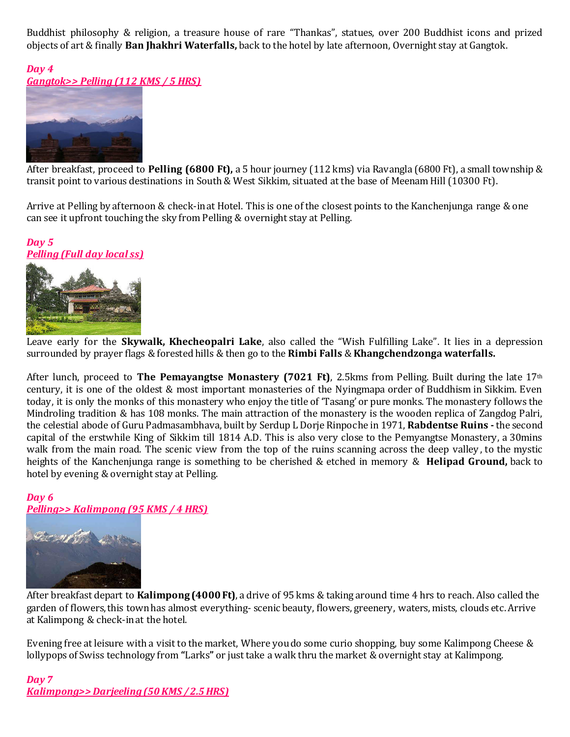Buddhist philosophy & religion, a treasure house of rare "Thankas", statues, over 200 Buddhist icons and prized objects of art & finally **Ban Jhakhri Waterfalls,** back to the hotel by late afternoon, Overnight stay at Gangtok.

***Day 4***
***Gangtok>> Pelling (112 KMS / 5 HRS)***

After breakfast, proceed to **Pelling (6800 Ft),** a 5 hour journey (112 kms) via Ravangla (6800 Ft), a small township & transit point to various destinations in South & West Sikkim, situated at the base of Meenam Hill (10300 Ft).

Arrive at Pelling by afternoon & check-in at Hotel. This is one of the closest points to the Kanchenjunga range & one can see it upfront touching the sky from Pelling & overnight stay at Pelling.

***Day 5***
***Pelling (Full day local ss)***

Leave early for the **Skywalk, Khecheopalri Lake**, also called the "Wish Fulfilling Lake". It lies in a depression surrounded by prayer flags & forested hills & then go to the **Rimbi Falls** & **Khangchendzonga waterfalls.**

After lunch, proceed to **The Pemayangtse Monastery (7021 Ft)**, 2.5kms from Pelling. Built during the late 17th century, it is one of the oldest & most important monasteries of the Nyingmapa order of Buddhism in Sikkim. Even today, it is only the monks of this monastery who enjoy the title of 'Tasang' or pure monks. The monastery follows the Mindroling tradition & has 108 monks. The main attraction of the monastery is the wooden replica of Zangdog Palri, the celestial abode of Guru Padmasambhava, built by Serdup L Dorje Rinpoche in 1971, **Rabdentse Ruins -** the second capital of the erstwhile King of Sikkim till 1814 A.D. This is also very close to the Pemyangtse Monastery, a 30mins walk from the main road. The scenic view from the top of the ruins scanning across the deep valley, to the mystic heights of the Kanchenjunga range is something to be cherished & etched in memory & **Helipad Ground,** back to hotel by evening & overnight stay at Pelling.

***Day 6***
***Pelling>> Kalimpong (95 KMS / 4 HRS)***

After breakfast depart to **Kalimpong (4000 Ft)**, a drive of 95 kms & taking around time 4 hrs to reach. Also called the garden of flowers, this town has almost everything- scenic beauty, flowers, greenery, waters, mists, clouds etc. Arrive at Kalimpong & check-in at the hotel.

Evening free at leisure with a visit to the market, Where you do some curio shopping, buy some Kalimpong Cheese & lollypops of Swiss technology from **"**Larks**"** or just take a walk thru the market & overnight stay at Kalimpong.

***Day 7***
***Kalimpong>> Darjeeling (50 KMS / 2.5 HRS)***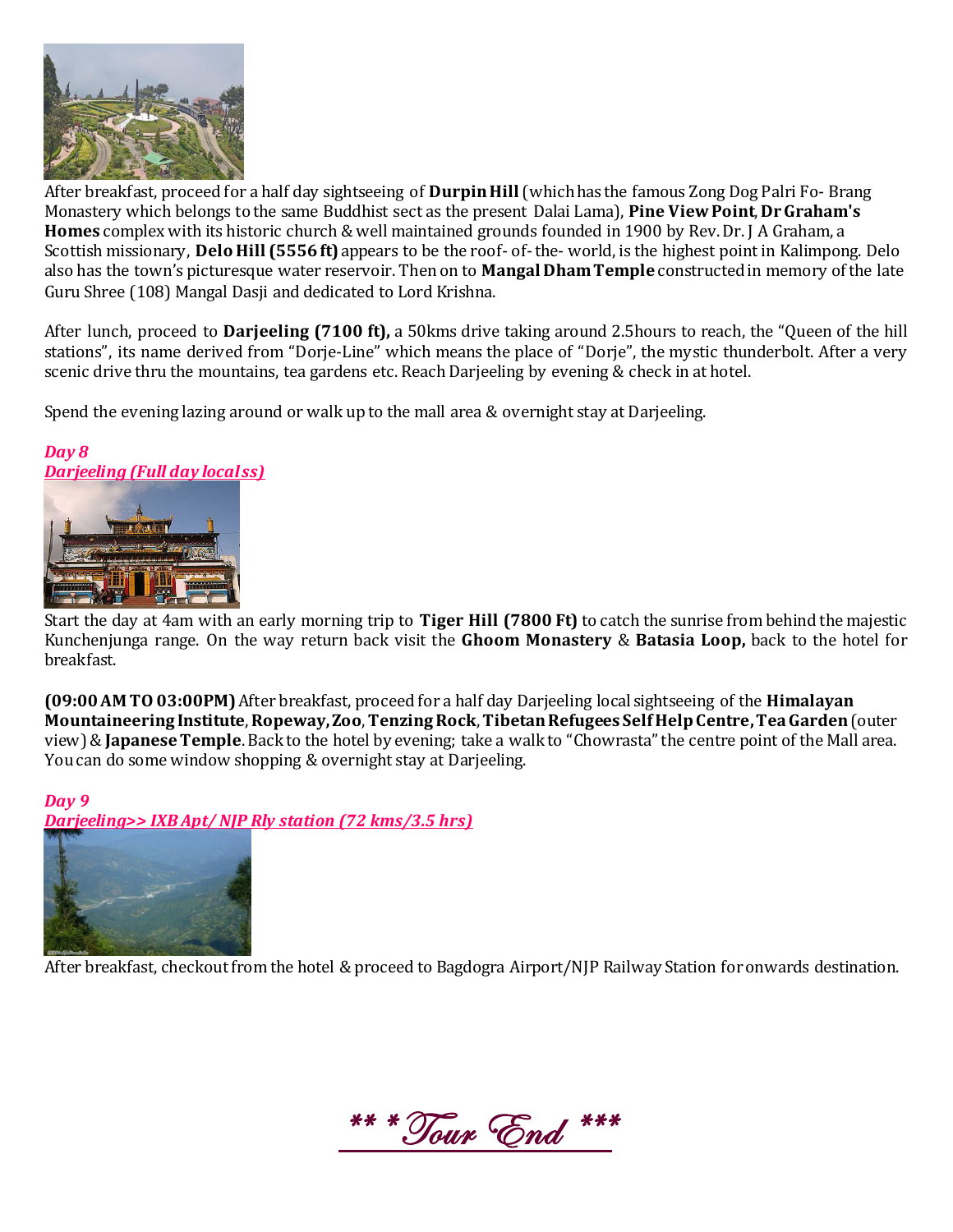After breakfast, proceed for a half day sightseeing of **Durpin Hill** (which has the famous Zong Dog Palri Fo- Brang Monastery which belongs to the same Buddhist sect as the present Dalai Lama), **Pine View Point**, **Dr Graham's Homes** complex with its historic church & well maintained grounds founded in 1900 by Rev. Dr. J A Graham, a Scottish missionary, **Delo Hill (5556 ft)** appears to be the roof- of- the- world, is the highest point in Kalimpong. Delo also has the town's picturesque water reservoir. Then on to **Mangal Dham Temple** constructed in memory of the late Guru Shree (108) Mangal Dasji and dedicated to Lord Krishna.

After lunch, proceed to **Darjeeling (7100 ft),** a 50kms drive taking around 2.5hours to reach, the "Queen of the hill stations", its name derived from "Dorje-Line" which means the place of "Dorje", the mystic thunderbolt. After a very scenic drive thru the mountains, tea gardens etc. Reach Darjeeling by evening & check in at hotel.

Spend the evening lazing around or walk up to the mall area & overnight stay at Darjeeling.

***Day 8***
***Darjeeling (Full day local ss)***

Start the day at 4am with an early morning trip to **Tiger Hill (7800 Ft)** to catch the sunrise from behind the majestic Kunchenjunga range. On the way return back visit the **Ghoom Monastery** & **Batasia Loop,** back to the hotel for breakfast.

**(09:00 AM TO 03:00PM)** After breakfast, proceed for a half day Darjeeling local sightseeing of the **Himalayan Mountaineering Institute**, **Ropeway, Zoo**, **Tenzing Rock**, **Tibetan Refugees Self Help Centre, Tea Garden** (outer view) & **Japanese Temple**. Back to the hotel by evening; take a walk to "Chowrasta" the centre point of the Mall area. You can do some window shopping & overnight stay at Darjeeling.

***Day 9***
***Darjeeling>> IXB Apt/ NJP Rly station (72 kms/3.5 hrs)***

After breakfast, checkout from the hotel & proceed to Bagdogra Airport/NJP Railway Station for onwards destination.

***\*\* \* Tour End \*\*\****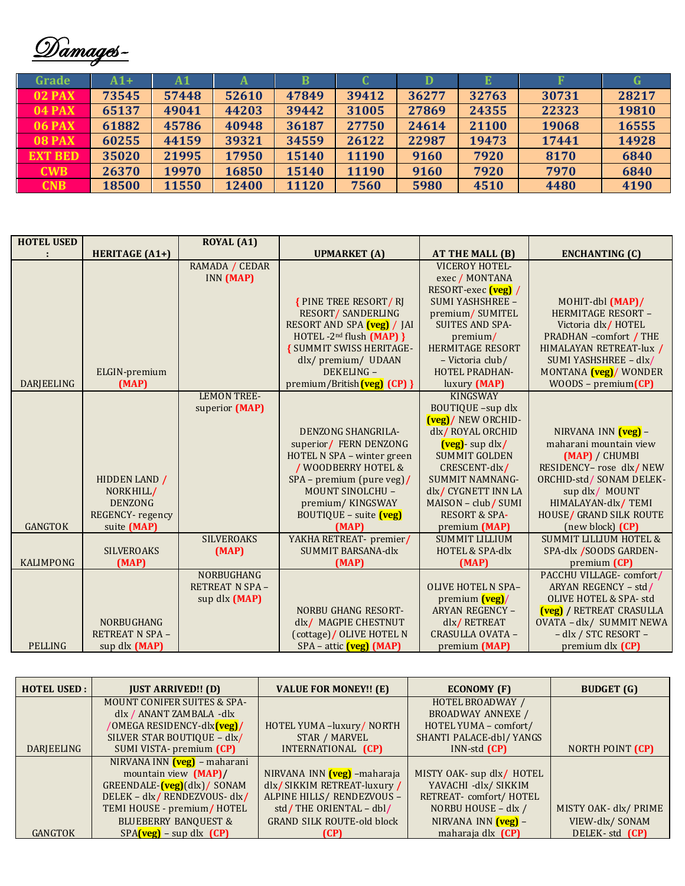# Damages-

| Grade | A1+ | A1 | A | B | C | D | E | F | G |
|---|---|---|---|---|---|---|---|---|---|
| 02 PAX | 73545 | 57448 | 52610 | 47849 | 39412 | 36277 | 32763 | 30731 | 28217 |
| 04 PAX | 65137 | 49041 | 44203 | 39442 | 31005 | 27869 | 24355 | 22323 | 19810 |
| 06 PAX | 61882 | 45786 | 40948 | 36187 | 27750 | 24614 | 21100 | 19068 | 16555 |
| 08 PAX | 60255 | 44159 | 39321 | 34559 | 26122 | 22987 | 19473 | 17441 | 14928 |
| EXT BED | 35020 | 21995 | 17950 | 15140 | 11190 | 9160 | 7920 | 8170 | 6840 |
| CWB | 26370 | 19970 | 16850 | 15140 | 11190 | 9160 | 7920 | 7970 | 6840 |
| CNB | 18500 | 11550 | 12400 | 11120 | 7560 | 5980 | 4510 | 4480 | 4190 |

| HOTEL USED : | HERITAGE (A1+) | ROYAL (A1) | UPMARKET (A) | AT THE MALL (B) | ENCHANTING (C) |
|---|---|---|---|---|---|
| DARJEELING | ELGIN-premium (MAP) | RAMADA / CEDAR INN (MAP) | { PINE TREE RESORT/ RJ RESORT/ SANDERLING RESORT AND SPA (veg) / JAI HOTEL -2nd flush (MAP) } { SUMMIT SWISS HERITAGE-dlx/ premium/ UDAAN DEKELING – premium/British (veg) (CP) } | VICEROY HOTEL-exec / MONTANA RESORT-exec (veg) / SUMI YASHSHREE – premium/ SUMITEL SUITES AND SPA-premium/ HERMITAGE RESORT – Victoria club/ HOTEL PRADHAN-luxury (MAP) | MOHIT-dbl (MAP)/ HERMITAGE RESORT – Victoria dlx/ HOTEL PRADHAN –comfort / THE HIMALAYAN RETREAT-lux / SUMI YASHSHREE – dlx/ MONTANA (veg)/ WONDER WOODS – premium(CP) |
| GANGTOK | HIDDEN LAND / NORKHILL/ DENZONG REGENCY- regency suite (MAP) | LEMON TREE-superior (MAP) | DENZONG SHANGRILA-superior/ FERN DENZONG HOTEL N SPA – winter green / WOODBERRY HOTEL & SPA – premium (pure veg)/ MOUNT SINOLCHU – premium/ KINGSWAY BOUTIQUE – suite (veg) (MAP) | KINGSWAY BOUTIQUE –sup dlx (veg)/ NEW ORCHID-dlx/ ROYAL ORCHID (veg)- sup dlx/ SUMMIT GOLDEN CRESCENT-dlx/ SUMMIT NAMNANG-dlx/ CYGNETT INN LA MAISON – club/ SUMI RESORT & SPA-premium (MAP) | NIRVANA INN (veg) – maharani mountain view (MAP) / CHUMBI RESIDENCY– rose dlx/ NEW ORCHID-std/ SONAM DELEK-sup dlx/ MOUNT HIMALAYAN-dlx/ TEMI HOUSE/ GRAND SILK ROUTE (new block) (CP) |
| KALIMPONG | SILVEROAKS (MAP) | SILVEROAKS (MAP) | YAKHA RETREAT- premier/ SUMMIT BARSANA-dlx (MAP) | SUMMIT LILLIUM HOTEL & SPA-dlx (MAP) | SUMMIT LILLIUM HOTEL & SPA-dlx /SOODS GARDEN-premium (CP) |
| PELLING | NORBUGHANG RETREAT N SPA – sup dlx (MAP) | NORBUGHANG RETREAT N SPA – sup dlx (MAP) | NORBU GHANG RESORT-dlx/ MAGPIE CHESTNUT (cottage)/ OLIVE HOTEL N SPA – attic (veg) (MAP) | OLIVE HOTEL N SPA– premium (veg)/ ARYAN REGENCY – dlx/ RETREAT CRASULLA OVATA – premium (MAP) | PACCHU VILLAGE- comfort/ ARYAN REGENCY – std/ OLIVE HOTEL & SPA- std (veg) / RETREAT CRASULLA OVATA – dlx/ SUMMIT NEWA – dlx / STC RESORT – premium dlx (CP) |

| HOTEL USED : | JUST ARRIVED!! (D) | VALUE FOR MONEY!! (E) | ECONOMY (F) | BUDGET (G) |
|---|---|---|---|---|
| DARJEELING | MOUNT CONIFER SUITES & SPA-dlx / ANANT ZAMBALA -dlx /OMEGA RESIDENCY-dlx(veg)/ SILVER STAR BOUTIQUE – dlx/ SUMI VISTA- premium (CP) | HOTEL YUMA –luxury/ NORTH STAR / MARVEL INTERNATIONAL (CP) | HOTEL BROADWAY / BROADWAY ANNEXE / HOTEL YUMA – comfort/ SHANTI PALACE-dbl/ YANGS INN-std (CP) | NORTH POINT (CP) |
| GANGTOK | NIRVANA INN (veg) – maharani mountain view (MAP)/ GREENDALE-(veg)(dlx)/ SONAM DELEK – dlx/ RENDEZVOUS- dlx/ TEMI HOUSE - premium/ HOTEL BLUEBERRY BANQUEST & SPA(veg) – sup dlx (CP) | NIRVANA INN (veg) –maharaja dlx/ SIKKIM RETREAT-luxury / ALPINE HILLS/ RENDEZVOUS – std/ THE ORIENTAL – dbl/ GRAND SILK ROUTE-old block (CP) | MISTY OAK- sup dlx/ HOTEL YAVACHI -dlx/ SIKKIM RETREAT- comfort/ HOTEL NORBU HOUSE – dlx / NIRVANA INN (veg) – maharaja dlx (CP) | MISTY OAK- dlx/ PRIME VIEW-dlx/ SONAM DELEK- std (CP) |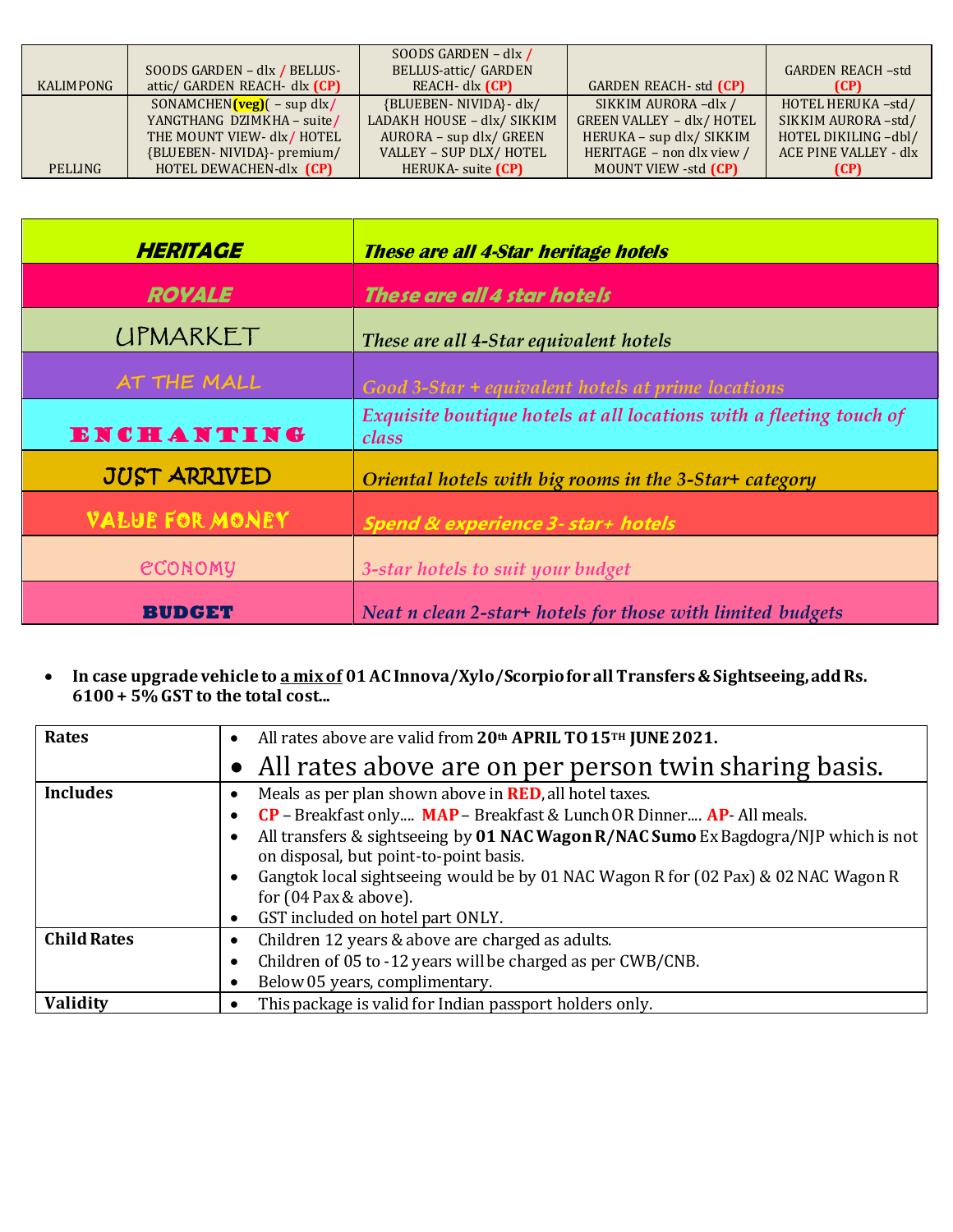| KALIMPONG | SOODS GARDEN – dlx / BELLUS-attic/ GARDEN REACH- dlx **(CP)** | SOODS GARDEN – dlx / BELLUS-attic/ GARDEN REACH- dlx **(CP)** | GARDEN REACH- std **(CP)** | GARDEN REACH –std **(CP)** |
|---|---|---|---|---|
| PELLING | SONAMCHEN **(veg)**( – sup dlx/ YANGTHANG DZIMKHA – suite/ THE MOUNT VIEW- dlx/ HOTEL {BLUEBEN- NIVIDA}- premium/ HOTEL DEWACHEN-dlx **(CP)** | {BLUEBEN- NIVIDA}- dlx/ LADAKH HOUSE – dlx/ SIKKIM AURORA – sup dlx/ GREEN VALLEY – SUP DLX/ HOTEL HERUKA- suite **(CP)** | SIKKIM AURORA –dlx / GREEN VALLEY – dlx/ HOTEL HERUKA – sup dlx/ SIKKIM HERITAGE – non dlx view / MOUNT VIEW -std **(CP)** | HOTEL HERUKA –std/ SIKKIM AURORA –std/ HOTEL DIKILING –dbl/ ACE PINE VALLEY - dlx **(CP)** |

| Category | Description |
|---|---|
| ***HERITAGE*** | ***These are all 4-Star heritage hotels*** |
| ***ROYALE*** | ***These are all 4 star hotels*** |
| UPMARKET | *These are all 4-Star equivalent hotels* |
| AT THE MALL | *Good 3-Star + equivalent hotels at prime locations* |
| **ENCHANTING** | *Exquisite boutique hotels at all locations with a fleeting touch of class* |
| JUST ARRIVED | *Oriental hotels with big rooms in the 3-Star+ category* |
| VALUE FOR MONEY | ***Spend & experience 3- star+ hotels*** |
| ECONOMY | *3-star hotels to suit your budget* |
| **BUDGET** | *Neat n clean 2-star+ hotels for those with limited budgets* |

- **In case upgrade vehicle to a mix of 01 AC Innova/Xylo/Scorpio for all Transfers & Sightseeing, add Rs. 6100 + 5% GST to the total cost...**

| | |
|---|---|
| **Rates** | • All rates above are valid from **20th APRIL TO 15TH JUNE 2021.**<br>• All rates above are on per person twin sharing basis. |
| **Includes** | • Meals as per plan shown above in **RED**, all hotel taxes.<br>• **CP** – Breakfast only.... **MAP** – Breakfast & Lunch OR Dinner.... **AP**- All meals.<br>• All transfers & sightseeing by **01 NAC Wagon R/NAC Sumo** Ex Bagdogra/NJP which is not on disposal, but point-to-point basis.<br>• Gangtok local sightseeing would be by 01 NAC Wagon R for (02 Pax) & 02 NAC Wagon R for (04 Pax & above).<br>• GST included on hotel part ONLY. |
| **Child Rates** | • Children 12 years & above are charged as adults.<br>• Children of 05 to -12 years will be charged as per CWB/CNB.<br>• Below 05 years, complimentary. |
| **Validity** | • This package is valid for Indian passport holders only. |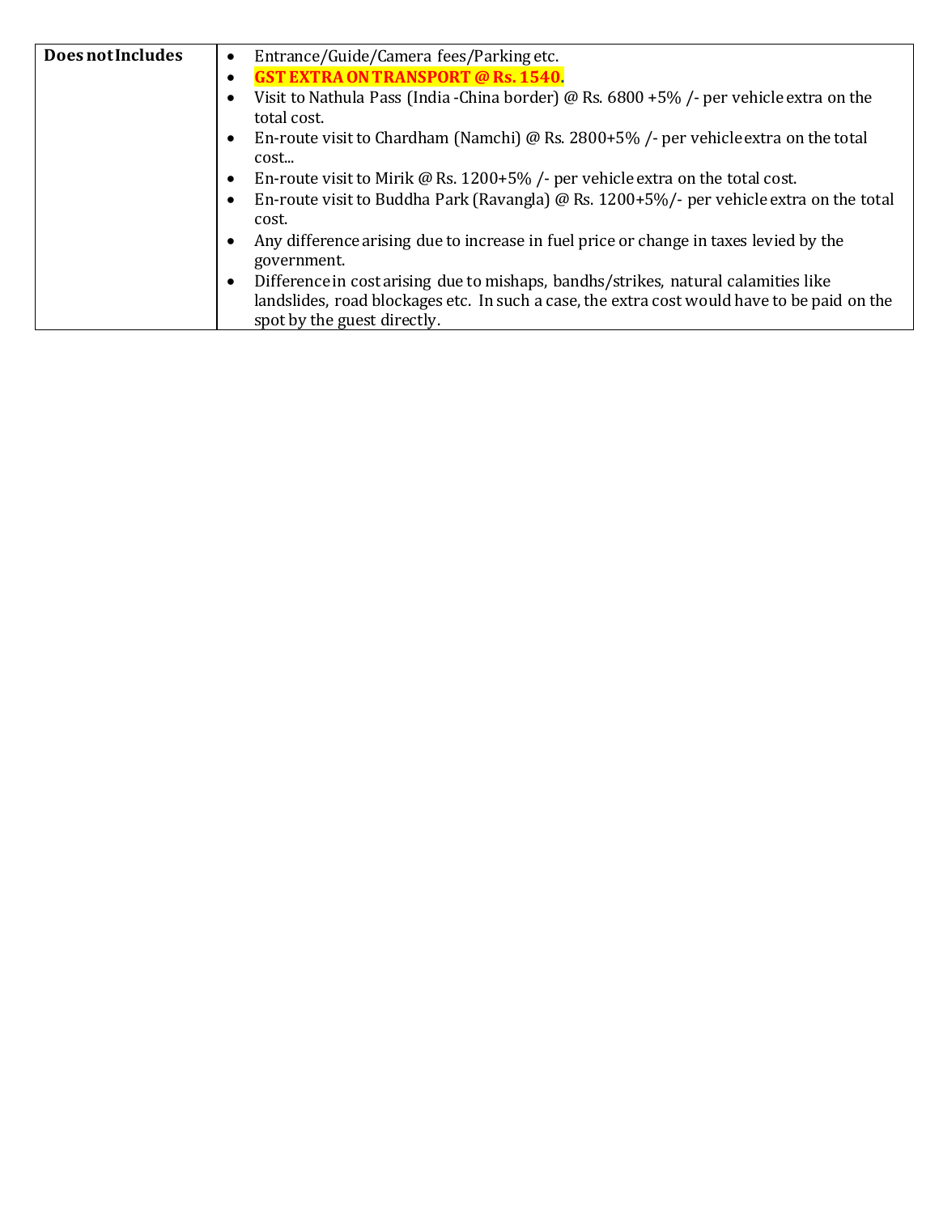| | |
|---|---|
| **Does not Includes** | • Entrance/Guide/Camera fees/Parking etc.<br>• **GST EXTRA ON TRANSPORT @ Rs. 1540.**<br>• Visit to Nathula Pass (India -China border) @ Rs. 6800 +5% /- per vehicle extra on the total cost.<br>• En-route visit to Chardham (Namchi) @ Rs. 2800+5% /- per vehicle extra on the total cost...<br>• En-route visit to Mirik @ Rs. 1200+5% /- per vehicle extra on the total cost.<br>• En-route visit to Buddha Park (Ravangla) @ Rs. 1200+5%/- per vehicle extra on the total cost.<br>• Any difference arising due to increase in fuel price or change in taxes levied by the government.<br>• Difference in cost arising due to mishaps, bandhs/strikes, natural calamities like landslides, road blockages etc. In such a case, the extra cost would have to be paid on the spot by the guest directly. |